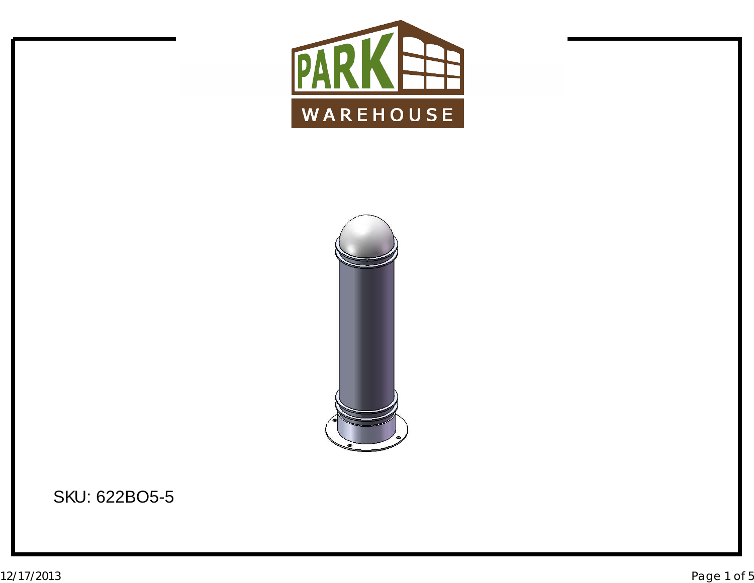PARK WAREHOUSE

SKU: 622BO5-5

12/17/2013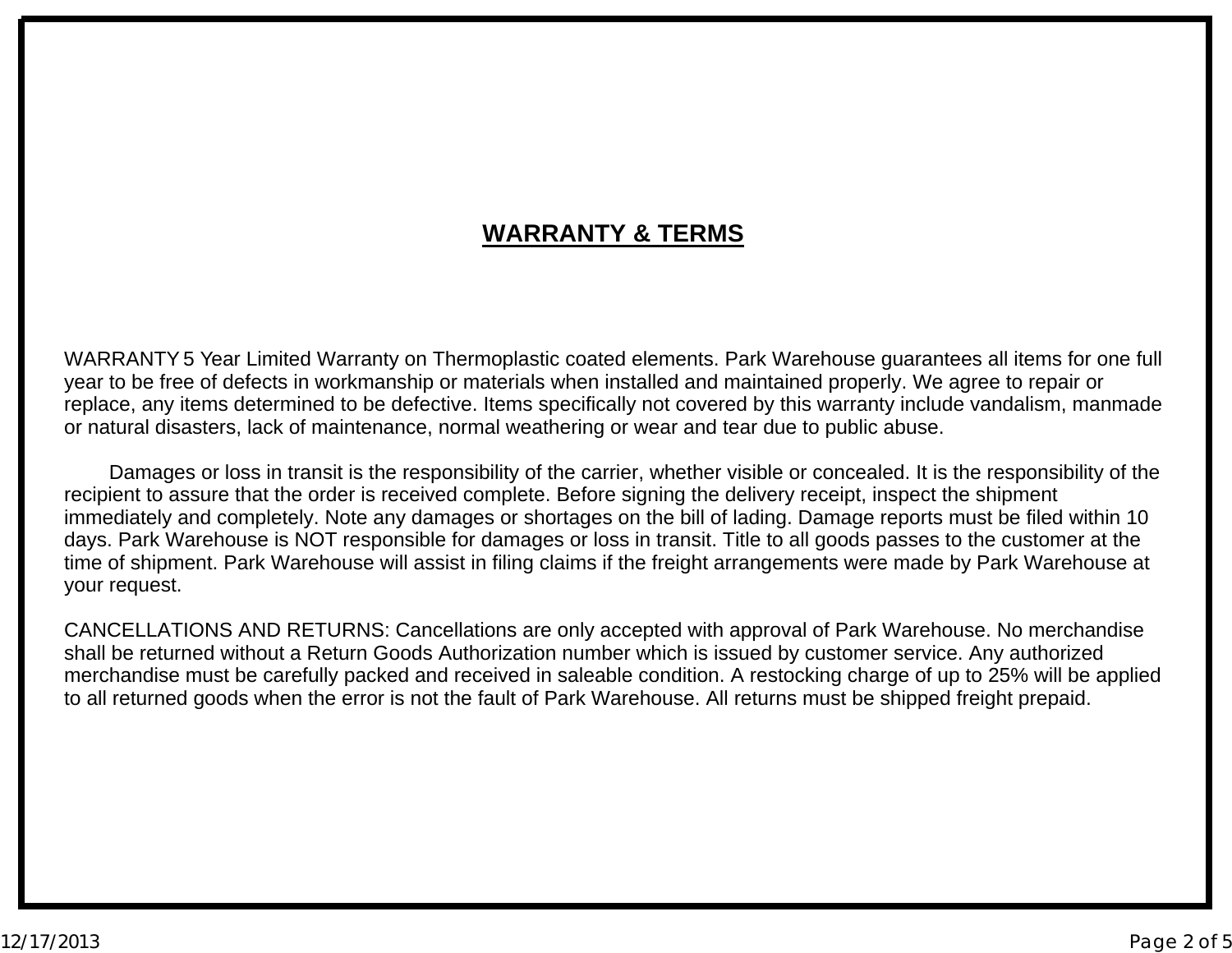## WARRANTY & TERMS

WARRANTY 5 Year Limited Warranty on Thermoplastic coated elements. Park Warehouse guarantees all items for one full year to be free of defects in workmanship or materials when installed and maintained properly. We agree to repair or replace, any items determined to be defective. Items specifically not covered by this warranty include vandalism, manmade or natural disasters, lack of maintenance, normal weathering or wear and tear due to public abuse.

Damages or loss in transit is the responsibility of the carrier, whether visible or concealed. It is the responsibility of the recipient to assure that the order is received complete. Before signing the delivery receipt, inspect the shipment immediately and completely. Note any damages or shortages on the bill of lading. Damage reports must be filed within 10 days. Park Warehouse is NOT responsible for damages or loss in transit. Title to all goods passes to the customer at the time of shipment. Park Warehouse will assist in filing claims if the freight arrangements were made by Park Warehouse at your request.

CANCELLATIONS AND RETURNS: Cancellations are only accepted with approval of Park Warehouse. No merchandise shall be returned without a Return Goods Authorization number which is issued by customer service. Any authorized merchandise must be carefully packed and received in saleable condition. A restocking charge of up to 25% will be applied to all returned goods when the error is not the fault of Park Warehouse. All returns must be shipped freight prepaid.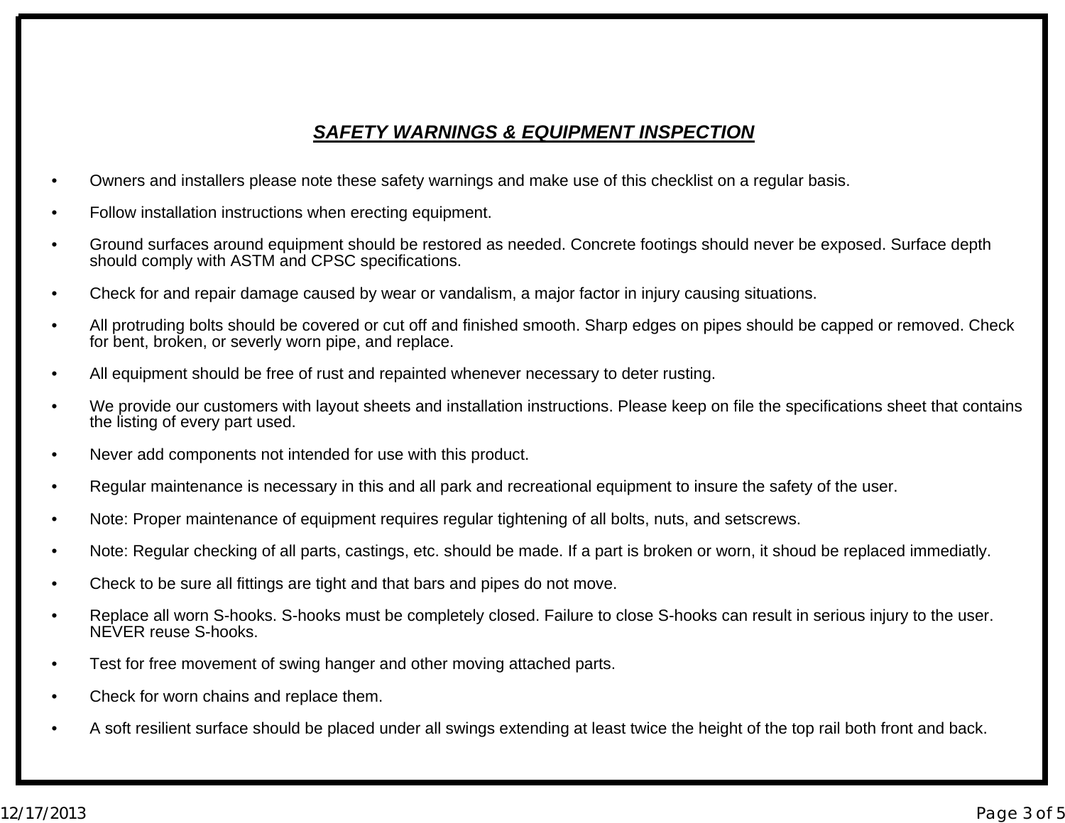## ***SAFETY WARNINGS & EQUIPMENT INSPECTION***

- Owners and installers please note these safety warnings and make use of this checklist on a regular basis.
- Follow installation instructions when erecting equipment.
- Ground surfaces around equipment should be restored as needed. Concrete footings should never be exposed. Surface depth should comply with ASTM and CPSC specifications.
- Check for and repair damage caused by wear or vandalism, a major factor in injury causing situations.
- All protruding bolts should be covered or cut off and finished smooth. Sharp edges on pipes should be capped or removed. Check for bent, broken, or severly worn pipe, and replace.
- All equipment should be free of rust and repainted whenever necessary to deter rusting.
- We provide our customers with layout sheets and installation instructions. Please keep on file the specifications sheet that contains the listing of every part used.
- Never add components not intended for use with this product.
- Regular maintenance is necessary in this and all park and recreational equipment to insure the safety of the user.
- Note: Proper maintenance of equipment requires regular tightening of all bolts, nuts, and setscrews.
- Note: Regular checking of all parts, castings, etc. should be made. If a part is broken or worn, it shoud be replaced immediatly.
- Check to be sure all fittings are tight and that bars and pipes do not move.
- Replace all worn S-hooks. S-hooks must be completely closed. Failure to close S-hooks can result in serious injury to the user. NEVER reuse S-hooks.
- Test for free movement of swing hanger and other moving attached parts.
- Check for worn chains and replace them.
- A soft resilient surface should be placed under all swings extending at least twice the height of the top rail both front and back.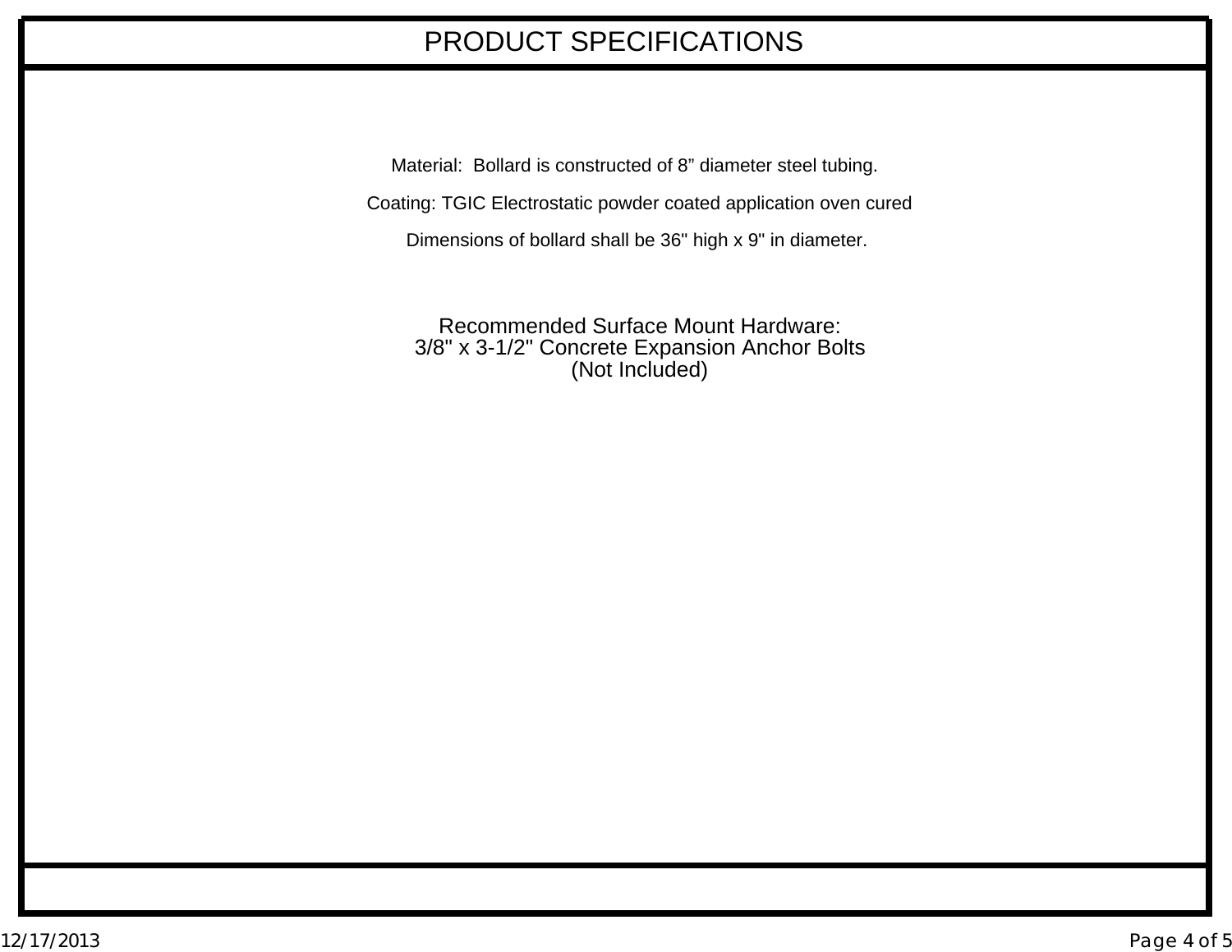# PRODUCT SPECIFICATIONS

Material:  Bollard is constructed of 8” diameter steel tubing.

Coating: TGIC Electrostatic powder coated application oven cured

Dimensions of bollard shall be 36" high x 9" in diameter.

Recommended Surface Mount Hardware:
3/8" x 3-1/2" Concrete Expansion Anchor Bolts
(Not Included)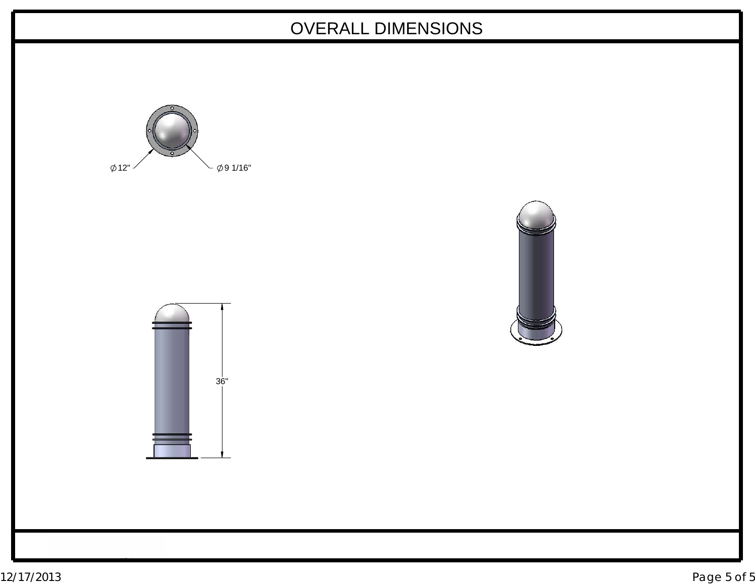# OVERALL DIMENSIONS

∅12"

∅9 1/16"

36"